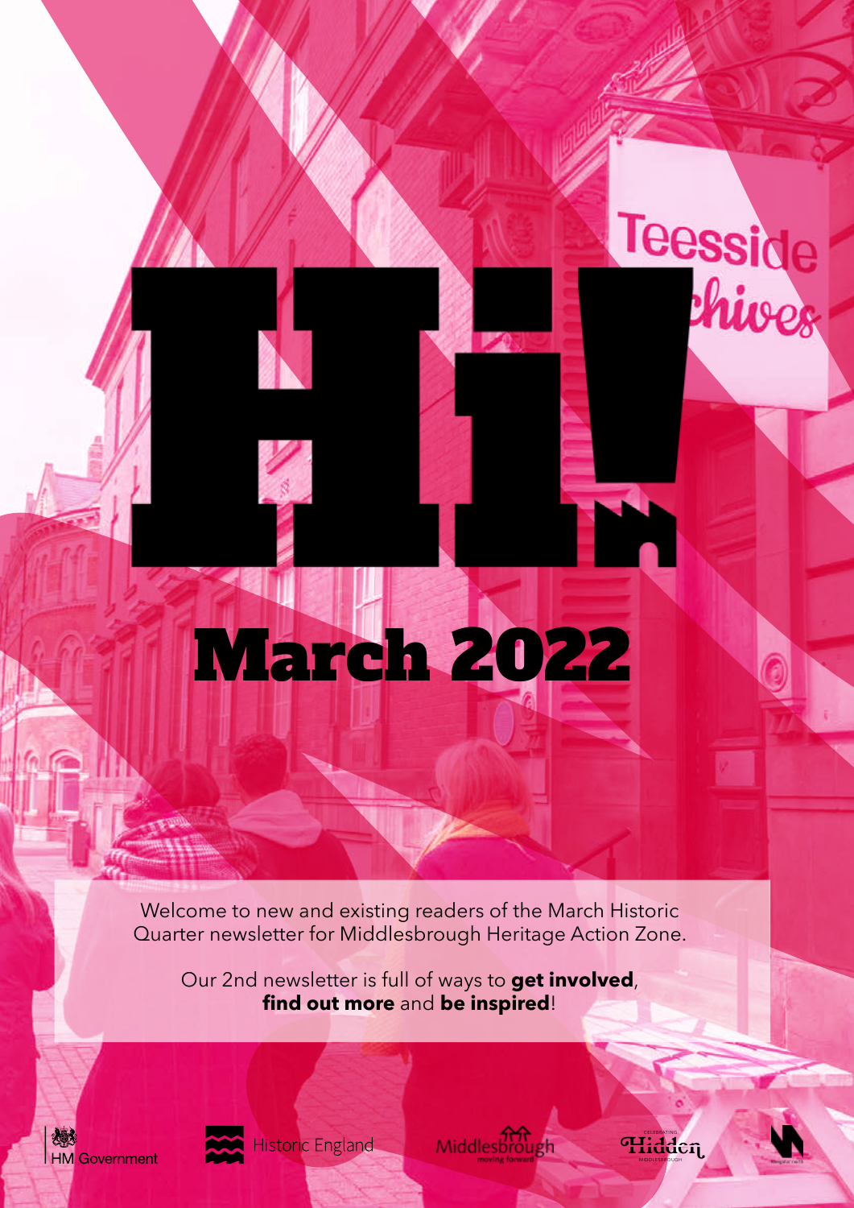# Hi!

## March 2022

Welcome to new and existing readers of the March Historic Quarter newsletter for Middlesbrough Heritage Action Zone.

Our 2nd newsletter is full of ways to **get involved**, **find out more** and **be inspired**!

HM Government · Historic England · Middlesbrough moving forward · Celebrating Hidden Middlesbrough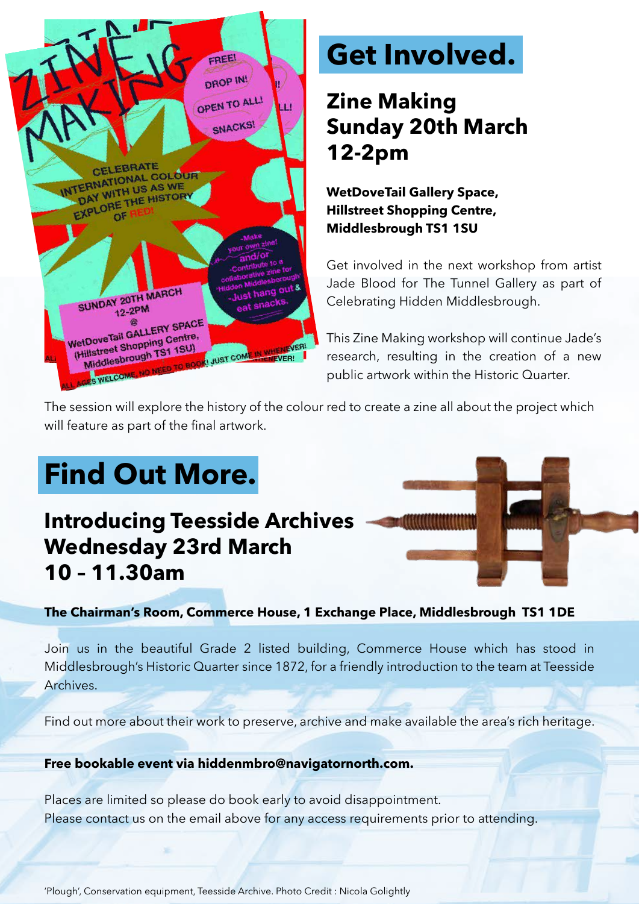## Get Involved.

### Zine Making
### Sunday 20th March
### 12-2pm

**WetDoveTail Gallery Space,**
**Hillstreet Shopping Centre,**
**Middlesbrough TS1 1SU**

Get involved in the next workshop from artist Jade Blood for The Tunnel Gallery as part of Celebrating Hidden Middlesbrough.

This Zine Making workshop will continue Jade's research, resulting in the creation of a new public artwork within the Historic Quarter.

The session will explore the history of the colour red to create a zine all about the project which will feature as part of the final artwork.

## Find Out More.

### Introducing Teesside Archives
### Wednesday 23rd March
### 10 – 11.30am

**The Chairman's Room, Commerce House, 1 Exchange Place, Middlesbrough TS1 1DE**

Join us in the beautiful Grade 2 listed building, Commerce House which has stood in Middlesbrough's Historic Quarter since 1872, for a friendly introduction to the team at Teesside Archives.

Find out more about their work to preserve, archive and make available the area's rich heritage.

**Free bookable event via hiddenmbro@navigatornorth.com.**

Places are limited so please do book early to avoid disappointment.
Please contact us on the email above for any access requirements prior to attending.

'Plough', Conservation equipment, Teesside Archive. Photo Credit : Nicola Golightly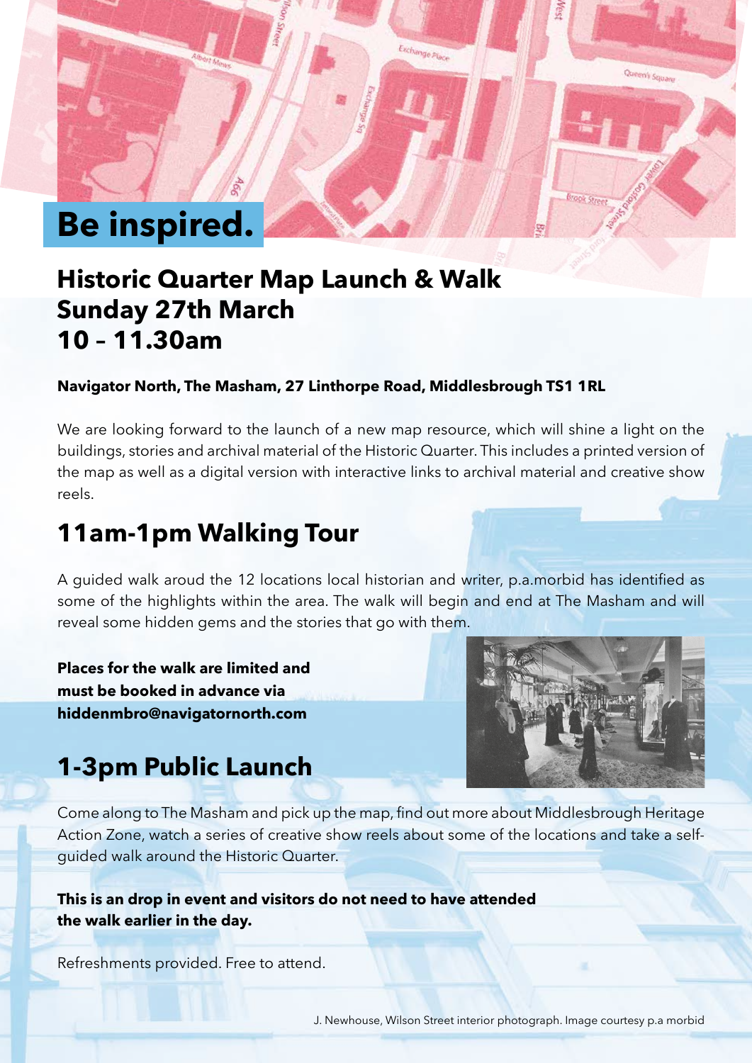# Be inspired.

## Historic Quarter Map Launch & Walk
## Sunday 27th March
## 10 – 11.30am

**Navigator North, The Masham, 27 Linthorpe Road, Middlesbrough TS1 1RL**

We are looking forward to the launch of a new map resource, which will shine a light on the buildings, stories and archival material of the Historic Quarter. This includes a printed version of the map as well as a digital version with interactive links to archival material and creative show reels.

## 11am-1pm Walking Tour

A guided walk aroud the 12 locations local historian and writer, p.a.morbid has identified as some of the highlights within the area. The walk will begin and end at The Masham and will reveal some hidden gems and the stories that go with them.

**Places for the walk are limited and must be booked in advance via hiddenmbro@navigatornorth.com**

## 1-3pm Public Launch

Come along to The Masham and pick up the map, find out more about Middlesbrough Heritage Action Zone, watch a series of creative show reels about some of the locations and take a self-guided walk around the Historic Quarter.

**This is an drop in event and visitors do not need to have attended the walk earlier in the day.**

Refreshments provided. Free to attend.

J. Newhouse, Wilson Street interior photograph. Image courtesy p.a morbid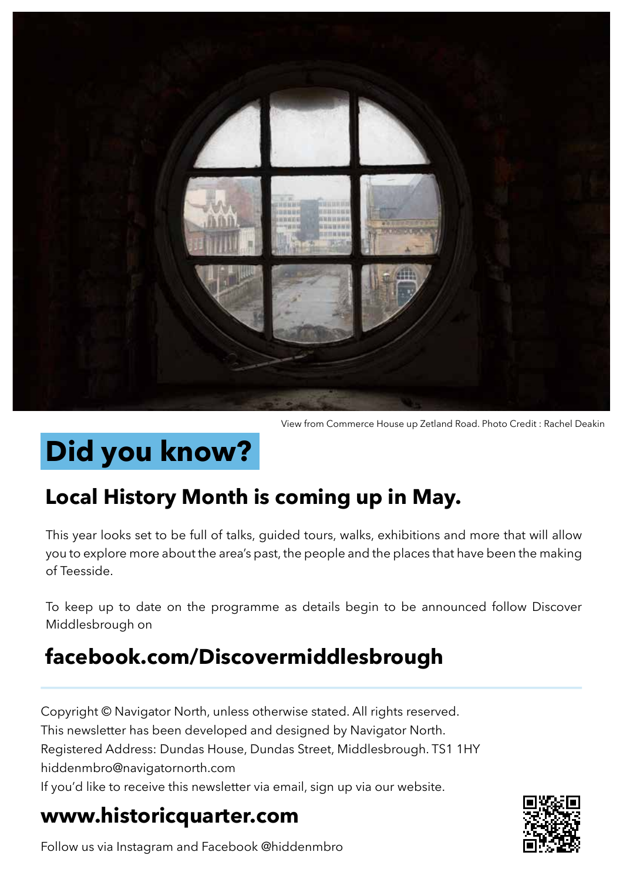View from Commerce House up Zetland Road. Photo Credit : Rachel Deakin

# Did you know?

## Local History Month is coming up in May.

This year looks set to be full of talks, guided tours, walks, exhibitions and more that will allow you to explore more about the area's past, the people and the places that have been the making of Teesside.

To keep up to date on the programme as details begin to be announced follow Discover Middlesbrough on

## facebook.com/Discovermiddlesbrough

---

Copyright © Navigator North, unless otherwise stated. All rights reserved.
This newsletter has been developed and designed by Navigator North.
Registered Address: Dundas House, Dundas Street, Middlesbrough. TS1 1HY
hiddenmbro@navigatornorth.com
If you'd like to receive this newsletter via email, sign up via our website.

## www.historicquarter.com

Follow us via Instagram and Facebook @hiddenmbro